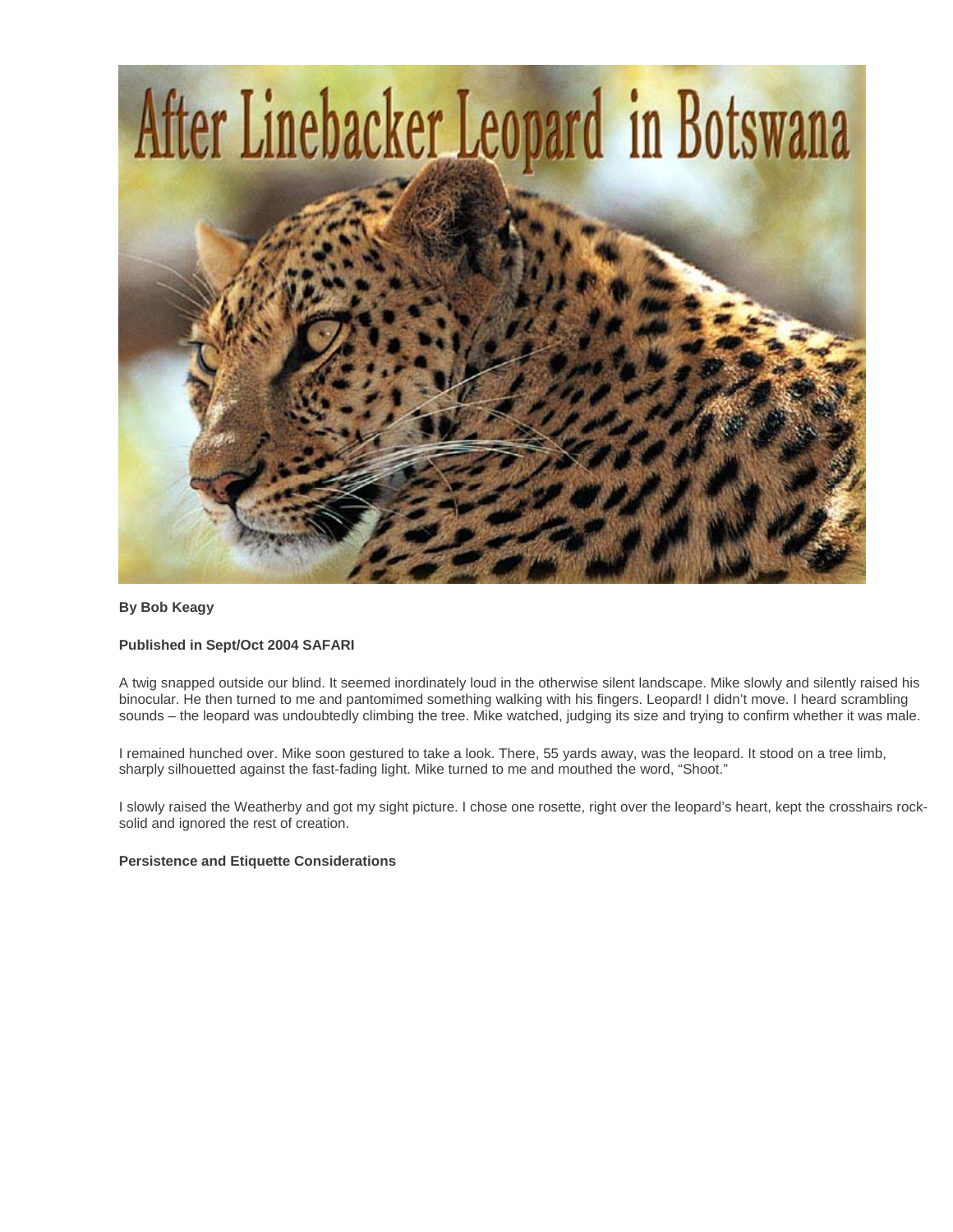# After Linebacker Leopard in Botswana

**By Bob Keagy**

**Published in Sept/Oct 2004 SAFARI**

A twig snapped outside our blind. It seemed inordinately loud in the otherwise silent landscape. Mike slowly and silently raised his binocular. He then turned to me and pantomimed something walking with his fingers. Leopard! I didn't move. I heard scrambling sounds – the leopard was undoubtedly climbing the tree. Mike watched, judging its size and trying to confirm whether it was male.

I remained hunched over. Mike soon gestured to take a look. There, 55 yards away, was the leopard. It stood on a tree limb, sharply silhouetted against the fast-fading light. Mike turned to me and mouthed the word, "Shoot."

I slowly raised the Weatherby and got my sight picture. I chose one rosette, right over the leopard's heart, kept the crosshairs rock-solid and ignored the rest of creation.

**Persistence and Etiquette Considerations**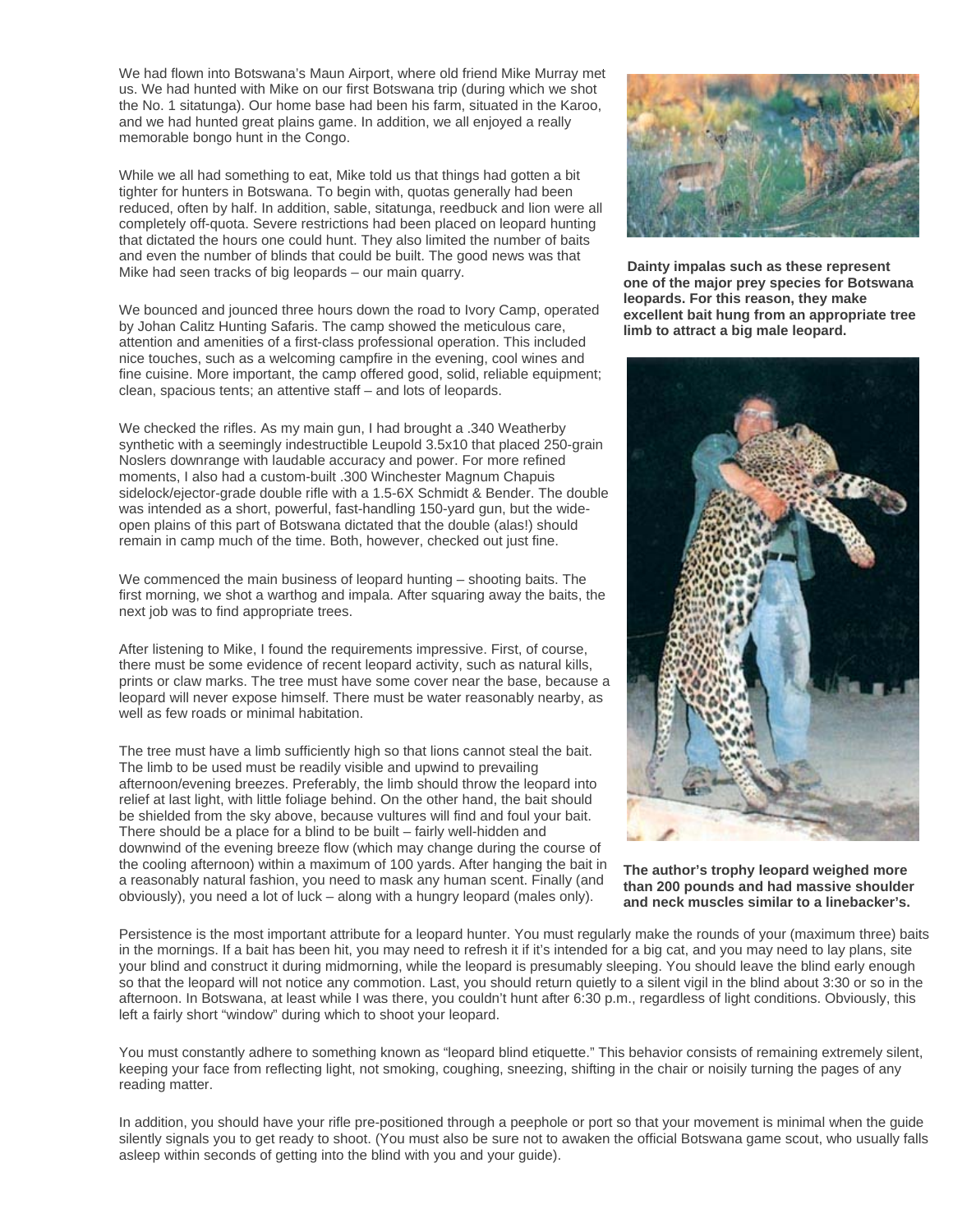We had flown into Botswana's Maun Airport, where old friend Mike Murray met us. We had hunted with Mike on our first Botswana trip (during which we shot the No. 1 sitatunga). Our home base had been his farm, situated in the Karoo, and we had hunted great plains game. In addition, we all enjoyed a really memorable bongo hunt in the Congo.

While we all had something to eat, Mike told us that things had gotten a bit tighter for hunters in Botswana. To begin with, quotas generally had been reduced, often by half. In addition, sable, sitatunga, reedbuck and lion were all completely off-quota. Severe restrictions had been placed on leopard hunting that dictated the hours one could hunt. They also limited the number of baits and even the number of blinds that could be built. The good news was that Mike had seen tracks of big leopards – our main quarry.

We bounced and jounced three hours down the road to Ivory Camp, operated by Johan Calitz Hunting Safaris. The camp showed the meticulous care, attention and amenities of a first-class professional operation. This included nice touches, such as a welcoming campfire in the evening, cool wines and fine cuisine. More important, the camp offered good, solid, reliable equipment; clean, spacious tents; an attentive staff – and lots of leopards.

We checked the rifles. As my main gun, I had brought a .340 Weatherby synthetic with a seemingly indestructible Leupold 3.5x10 that placed 250-grain Noslers downrange with laudable accuracy and power. For more refined moments, I also had a custom-built .300 Winchester Magnum Chapuis sidelock/ejector-grade double rifle with a 1.5-6X Schmidt & Bender. The double was intended as a short, powerful, fast-handling 150-yard gun, but the wide-open plains of this part of Botswana dictated that the double (alas!) should remain in camp much of the time. Both, however, checked out just fine.

We commenced the main business of leopard hunting – shooting baits. The first morning, we shot a warthog and impala. After squaring away the baits, the next job was to find appropriate trees.

After listening to Mike, I found the requirements impressive. First, of course, there must be some evidence of recent leopard activity, such as natural kills, prints or claw marks. The tree must have some cover near the base, because a leopard will never expose himself. There must be water reasonably nearby, as well as few roads or minimal habitation.

The tree must have a limb sufficiently high so that lions cannot steal the bait. The limb to be used must be readily visible and upwind to prevailing afternoon/evening breezes. Preferably, the limb should throw the leopard into relief at last light, with little foliage behind. On the other hand, the bait should be shielded from the sky above, because vultures will find and foul your bait. There should be a place for a blind to be built – fairly well-hidden and downwind of the evening breeze flow (which may change during the course of the cooling afternoon) within a maximum of 100 yards. After hanging the bait in a reasonably natural fashion, you need to mask any human scent. Finally (and obviously), you need a lot of luck – along with a hungry leopard (males only).

**Dainty impalas such as these represent one of the major prey species for Botswana leopards. For this reason, they make excellent bait hung from an appropriate tree limb to attract a big male leopard.**

**The author's trophy leopard weighed more than 200 pounds and had massive shoulder and neck muscles similar to a linebacker's.**

Persistence is the most important attribute for a leopard hunter. You must regularly make the rounds of your (maximum three) baits in the mornings. If a bait has been hit, you may need to refresh it if it's intended for a big cat, and you may need to lay plans, site your blind and construct it during midmorning, while the leopard is presumably sleeping. You should leave the blind early enough so that the leopard will not notice any commotion. Last, you should return quietly to a silent vigil in the blind about 3:30 or so in the afternoon. In Botswana, at least while I was there, you couldn't hunt after 6:30 p.m., regardless of light conditions. Obviously, this left a fairly short "window" during which to shoot your leopard.

You must constantly adhere to something known as "leopard blind etiquette." This behavior consists of remaining extremely silent, keeping your face from reflecting light, not smoking, coughing, sneezing, shifting in the chair or noisily turning the pages of any reading matter.

In addition, you should have your rifle pre-positioned through a peephole or port so that your movement is minimal when the guide silently signals you to get ready to shoot. (You must also be sure not to awaken the official Botswana game scout, who usually falls asleep within seconds of getting into the blind with you and your guide).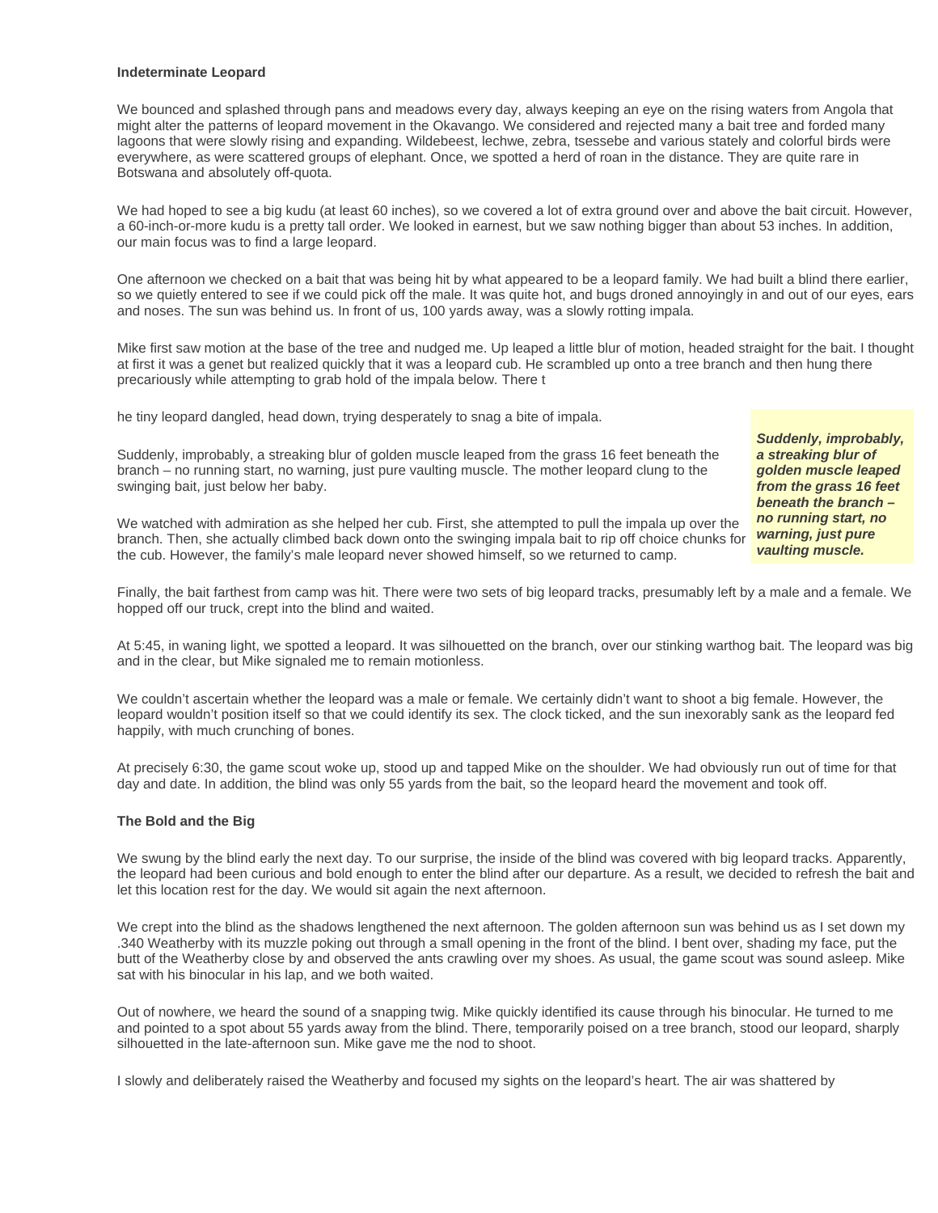**Indeterminate Leopard**

We bounced and splashed through pans and meadows every day, always keeping an eye on the rising waters from Angola that might alter the patterns of leopard movement in the Okavango. We considered and rejected many a bait tree and forded many lagoons that were slowly rising and expanding. Wildebeest, lechwe, zebra, tsessebe and various stately and colorful birds were everywhere, as were scattered groups of elephant. Once, we spotted a herd of roan in the distance. They are quite rare in Botswana and absolutely off-quota.

We had hoped to see a big kudu (at least 60 inches), so we covered a lot of extra ground over and above the bait circuit. However, a 60-inch-or-more kudu is a pretty tall order. We looked in earnest, but we saw nothing bigger than about 53 inches. In addition, our main focus was to find a large leopard.

One afternoon we checked on a bait that was being hit by what appeared to be a leopard family. We had built a blind there earlier, so we quietly entered to see if we could pick off the male. It was quite hot, and bugs droned annoyingly in and out of our eyes, ears and noses. The sun was behind us. In front of us, 100 yards away, was a slowly rotting impala.

Mike first saw motion at the base of the tree and nudged me. Up leaped a little blur of motion, headed straight for the bait. I thought at first it was a genet but realized quickly that it was a leopard cub. He scrambled up onto a tree branch and then hung there precariously while attempting to grab hold of the impala below. There the tiny leopard dangled, head down, trying desperately to snag a bite of impala.

Suddenly, improbably, a streaking blur of golden muscle leaped from the grass 16 feet beneath the branch – no running start, no warning, just pure vaulting muscle. The mother leopard clung to the swinging bait, just below her baby.

***Suddenly, improbably, a streaking blur of golden muscle leaped from the grass 16 feet beneath the branch – no running start, no warning, just pure vaulting muscle.***

We watched with admiration as she helped her cub. First, she attempted to pull the impala up over the branch. Then, she actually climbed back down onto the swinging impala bait to rip off choice chunks for the cub. However, the family's male leopard never showed himself, so we returned to camp.

Finally, the bait farthest from camp was hit. There were two sets of big leopard tracks, presumably left by a male and a female. We hopped off our truck, crept into the blind and waited.

At 5:45, in waning light, we spotted a leopard. It was silhouetted on the branch, over our stinking warthog bait. The leopard was big and in the clear, but Mike signaled me to remain motionless.

We couldn't ascertain whether the leopard was a male or female. We certainly didn't want to shoot a big female. However, the leopard wouldn't position itself so that we could identify its sex. The clock ticked, and the sun inexorably sank as the leopard fed happily, with much crunching of bones.

At precisely 6:30, the game scout woke up, stood up and tapped Mike on the shoulder. We had obviously run out of time for that day and date. In addition, the blind was only 55 yards from the bait, so the leopard heard the movement and took off.

**The Bold and the Big**

We swung by the blind early the next day. To our surprise, the inside of the blind was covered with big leopard tracks. Apparently, the leopard had been curious and bold enough to enter the blind after our departure. As a result, we decided to refresh the bait and let this location rest for the day. We would sit again the next afternoon.

We crept into the blind as the shadows lengthened the next afternoon. The golden afternoon sun was behind us as I set down my .340 Weatherby with its muzzle poking out through a small opening in the front of the blind. I bent over, shading my face, put the butt of the Weatherby close by and observed the ants crawling over my shoes. As usual, the game scout was sound asleep. Mike sat with his binocular in his lap, and we both waited.

Out of nowhere, we heard the sound of a snapping twig. Mike quickly identified its cause through his binocular. He turned to me and pointed to a spot about 55 yards away from the blind. There, temporarily poised on a tree branch, stood our leopard, sharply silhouetted in the late-afternoon sun. Mike gave me the nod to shoot.

I slowly and deliberately raised the Weatherby and focused my sights on the leopard's heart. The air was shattered by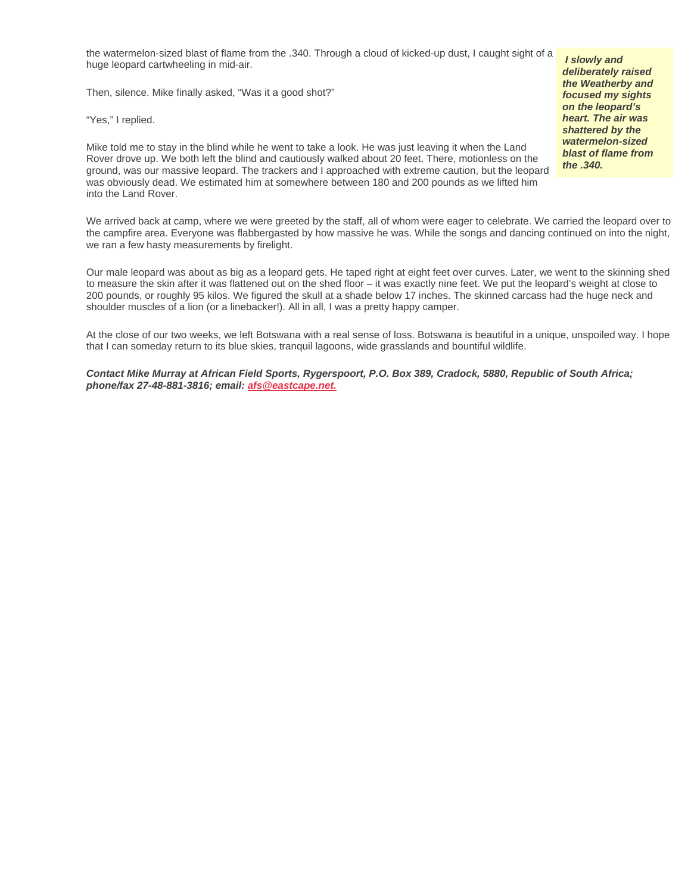the watermelon-sized blast of flame from the .340. Through a cloud of kicked-up dust, I caught sight of a huge leopard cartwheeling in mid-air.

***I slowly and deliberately raised the Weatherby and focused my sights on the leopard's heart. The air was shattered by the watermelon-sized blast of flame from the .340.***

Then, silence. Mike finally asked, "Was it a good shot?"

"Yes," I replied.

Mike told me to stay in the blind while he went to take a look. He was just leaving it when the Land Rover drove up. We both left the blind and cautiously walked about 20 feet. There, motionless on the ground, was our massive leopard. The trackers and I approached with extreme caution, but the leopard was obviously dead. We estimated him at somewhere between 180 and 200 pounds as we lifted him into the Land Rover.

We arrived back at camp, where we were greeted by the staff, all of whom were eager to celebrate. We carried the leopard over to the campfire area. Everyone was flabbergasted by how massive he was. While the songs and dancing continued on into the night, we ran a few hasty measurements by firelight.

Our male leopard was about as big as a leopard gets. He taped right at eight feet over curves. Later, we went to the skinning shed to measure the skin after it was flattened out on the shed floor – it was exactly nine feet. We put the leopard's weight at close to 200 pounds, or roughly 95 kilos. We figured the skull at a shade below 17 inches. The skinned carcass had the huge neck and shoulder muscles of a lion (or a linebacker!). All in all, I was a pretty happy camper.

At the close of our two weeks, we left Botswana with a real sense of loss. Botswana is beautiful in a unique, unspoiled way. I hope that I can someday return to its blue skies, tranquil lagoons, wide grasslands and bountiful wildlife.

***Contact Mike Murray at African Field Sports, Rygerspoort, P.O. Box 389, Cradock, 5880, Republic of South Africa; phone/fax 27-48-881-3816; email: afs@eastcape.net.***